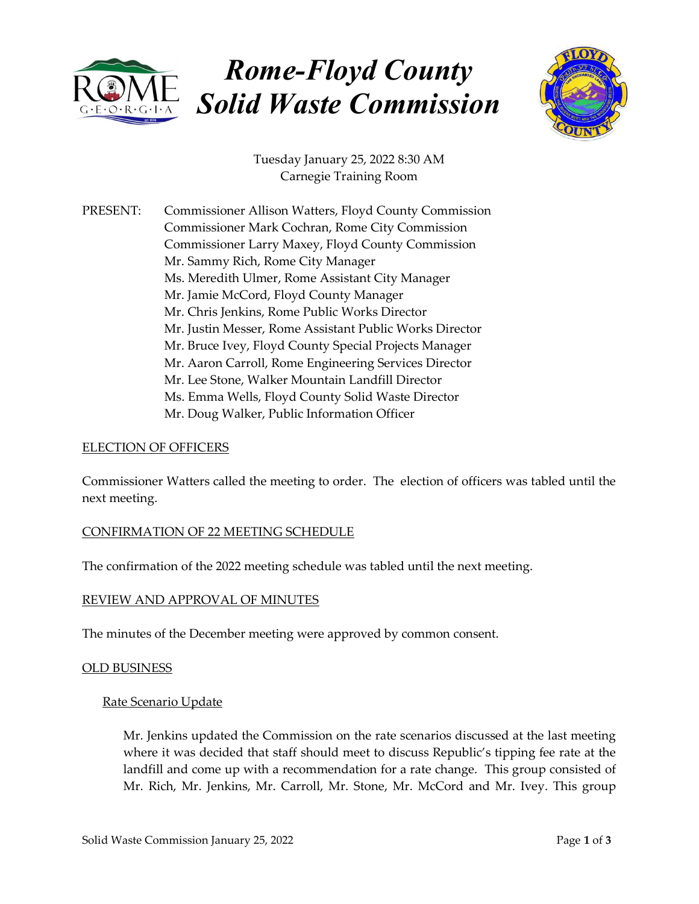# Rome-Floyd County Solid Waste Commission

Tuesday January 25, 2022 8:30 AM
Carnegie Training Room

PRESENT:
Commissioner Allison Watters, Floyd County Commission
Commissioner Mark Cochran, Rome City Commission
Commissioner Larry Maxey, Floyd County Commission
Mr. Sammy Rich, Rome City Manager
Ms. Meredith Ulmer, Rome Assistant City Manager
Mr. Jamie McCord, Floyd County Manager
Mr. Chris Jenkins, Rome Public Works Director
Mr. Justin Messer, Rome Assistant Public Works Director
Mr. Bruce Ivey, Floyd County Special Projects Manager
Mr. Aaron Carroll, Rome Engineering Services Director
Mr. Lee Stone, Walker Mountain Landfill Director
Ms. Emma Wells, Floyd County Solid Waste Director
Mr. Doug Walker, Public Information Officer

## ELECTION OF OFFICERS

Commissioner Watters called the meeting to order. The election of officers was tabled until the next meeting.

## CONFIRMATION OF 22 MEETING SCHEDULE

The confirmation of the 2022 meeting schedule was tabled until the next meeting.

## REVIEW AND APPROVAL OF MINUTES

The minutes of the December meeting were approved by common consent.

## OLD BUSINESS

### Rate Scenario Update

Mr. Jenkins updated the Commission on the rate scenarios discussed at the last meeting where it was decided that staff should meet to discuss Republic's tipping fee rate at the landfill and come up with a recommendation for a rate change. This group consisted of Mr. Rich, Mr. Jenkins, Mr. Carroll, Mr. Stone, Mr. McCord and Mr. Ivey. This group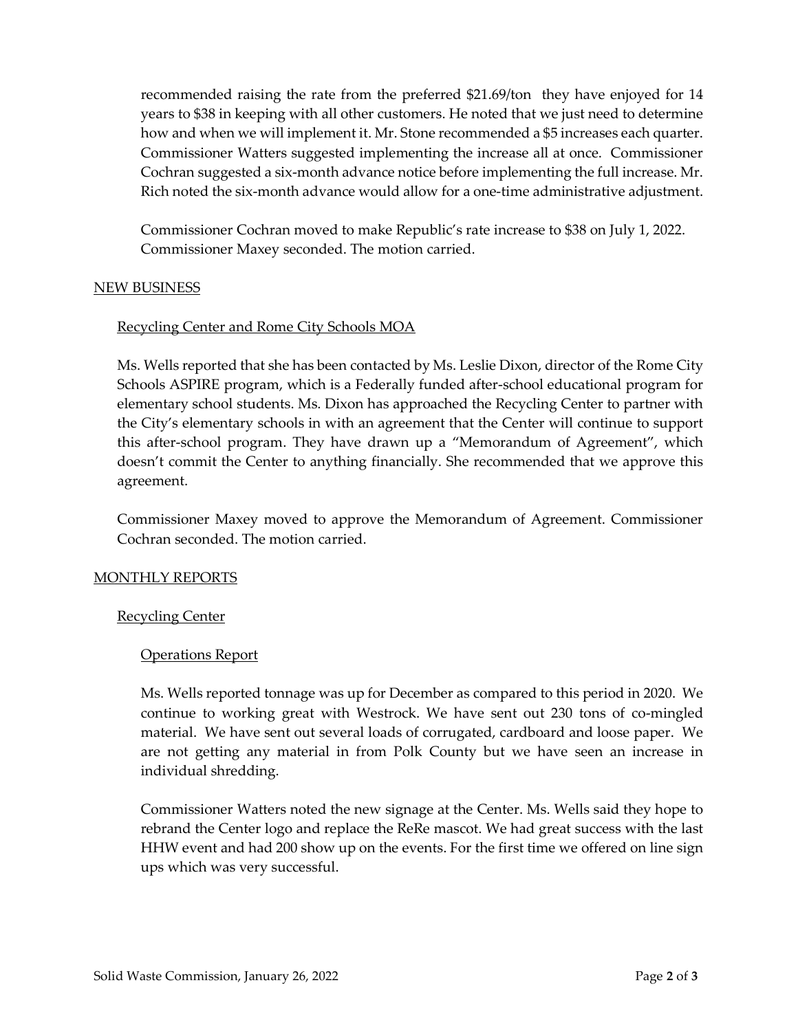recommended raising the rate from the preferred \$21.69/ton they have enjoyed for 14 years to \$38 in keeping with all other customers. He noted that we just need to determine how and when we will implement it. Mr. Stone recommended a \$5 increases each quarter. Commissioner Watters suggested implementing the increase all at once. Commissioner Cochran suggested a six-month advance notice before implementing the full increase. Mr. Rich noted the six-month advance would allow for a one-time administrative adjustment.

Commissioner Cochran moved to make Republic's rate increase to \$38 on July 1, 2022. Commissioner Maxey seconded. The motion carried.

## NEW BUSINESS

### Recycling Center and Rome City Schools MOA

Ms. Wells reported that she has been contacted by Ms. Leslie Dixon, director of the Rome City Schools ASPIRE program, which is a Federally funded after-school educational program for elementary school students. Ms. Dixon has approached the Recycling Center to partner with the City's elementary schools in with an agreement that the Center will continue to support this after-school program. They have drawn up a "Memorandum of Agreement", which doesn't commit the Center to anything financially. She recommended that we approve this agreement.

Commissioner Maxey moved to approve the Memorandum of Agreement. Commissioner Cochran seconded. The motion carried.

## MONTHLY REPORTS

### Recycling Center

#### Operations Report

Ms. Wells reported tonnage was up for December as compared to this period in 2020. We continue to working great with Westrock. We have sent out 230 tons of co-mingled material. We have sent out several loads of corrugated, cardboard and loose paper. We are not getting any material in from Polk County but we have seen an increase in individual shredding.

Commissioner Watters noted the new signage at the Center. Ms. Wells said they hope to rebrand the Center logo and replace the ReRe mascot. We had great success with the last HHW event and had 200 show up on the events. For the first time we offered on line sign ups which was very successful.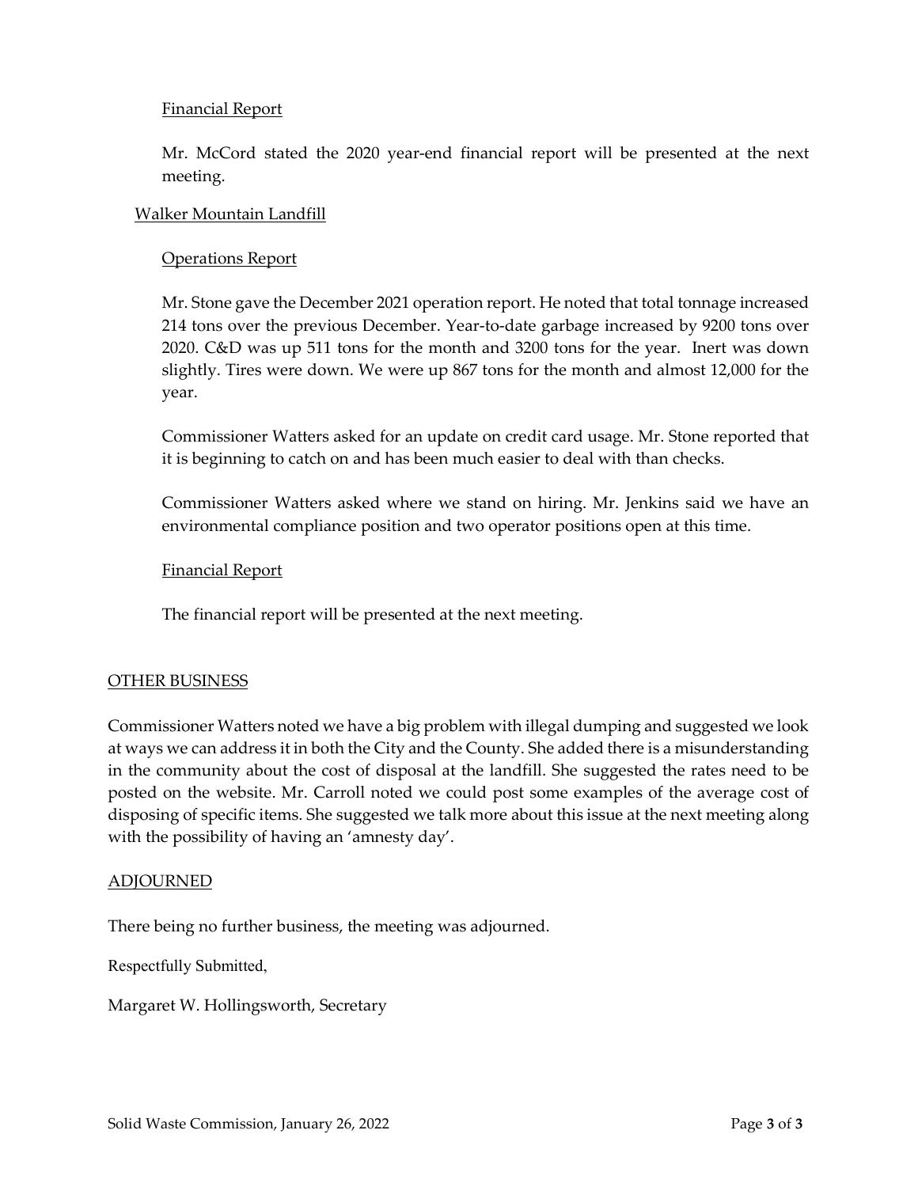Financial Report

Mr. McCord stated the 2020 year-end financial report will be presented at the next meeting.

Walker Mountain Landfill

Operations Report

Mr. Stone gave the December 2021 operation report. He noted that total tonnage increased 214 tons over the previous December. Year-to-date garbage increased by 9200 tons over 2020. C&D was up 511 tons for the month and 3200 tons for the year. Inert was down slightly. Tires were down. We were up 867 tons for the month and almost 12,000 for the year.

Commissioner Watters asked for an update on credit card usage. Mr. Stone reported that it is beginning to catch on and has been much easier to deal with than checks.

Commissioner Watters asked where we stand on hiring. Mr. Jenkins said we have an environmental compliance position and two operator positions open at this time.

Financial Report

The financial report will be presented at the next meeting.

## OTHER BUSINESS

Commissioner Watters noted we have a big problem with illegal dumping and suggested we look at ways we can address it in both the City and the County. She added there is a misunderstanding in the community about the cost of disposal at the landfill. She suggested the rates need to be posted on the website. Mr. Carroll noted we could post some examples of the average cost of disposing of specific items. She suggested we talk more about this issue at the next meeting along with the possibility of having an 'amnesty day'.

## ADJOURNED

There being no further business, the meeting was adjourned.

Respectfully Submitted,

Margaret W. Hollingsworth, Secretary